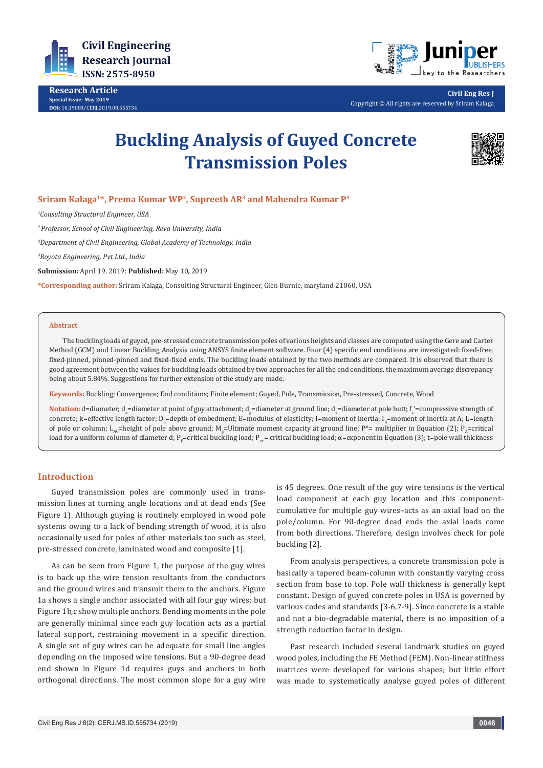Civil Engineering Research Journal
ISSN: 2575-8950

**Research Article**
**Special Issue- May 2019**
**DOI:** 10.19080/CERJ.2019.08.555734

Civil Eng Res J
Copyright © All rights are reserved by Sriram Kalaga

# Buckling Analysis of Guyed Concrete Transmission Poles

**Sriram Kalaga[1]*, Prema Kumar WP[2], Supreeth AR[3] and Mahendra Kumar P[4]**

[1]*Consulting Structural Engineer, USA*

[2]*Professor, School of Civil Engineering, Reva University, India*

[3]*Department of Civil Engineering, Global Academy of Technology, India*

[4]*Royota Engineering, Pvt Ltd., India*

**Submission:** April 19, 2019; **Published:** May 10, 2019

***Corresponding author:** Sriram Kalaga, Consulting Structural Engineer, Glen Burnie, maryland 21060, USA

## Abstract

The buckling loads of guyed, pre-stressed concrete transmission poles of various heights and classes are computed using the Gere and Carter Method (GCM) and Linear Buckling Analysis using ANSYS finite element software. Four (4) specific end conditions are investigated: fixed-free, fixed-pinned, pinned-pinned and fixed-fixed ends. The buckling loads obtained by the two methods are compared. It is observed that there is good agreement between the values for buckling loads obtained by two approaches for all the end conditions, the maximum average discrepancy being about 5.84%. Suggestions for further extension of the study are made.

**Keywords:** Buckling; Convergence; End conditions; Finite element; Guyed, Pole, Transmission, Pre-stressed, Concrete, Wood

**Notation:** d=diameter; $d_a$=diameter at point of guy attachment; $d_g$=diameter at ground line; $d_e$=diameter at pole butt; $f_c'$=compressive strength of concrete; k=effective length factor; $D_e$=depth of embedment; E=modulus of elasticity; I=moment of inertia; $I_A$=moment of inertia at A; L=length of pole or column; $L_{AG}$=height of pole above ground; $M_g$=Ultimate moment capacity at ground line; P*= multiplier in Equation (2); $P_A$=critical load for a uniform column of diameter d; $P_E$=critical buckling load; $P_{cr}$= critical buckling load; α=exponent in Equation (3); t=pole wall thickness

## Introduction

Guyed transmission poles are commonly used in transmission lines at turning angle locations and at dead ends (See Figure 1). Although guying is routinely employed in wood pole systems owing to a lack of bending strength of wood, it is also occasionally used for poles of other materials too such as steel, pre-stressed concrete, laminated wood and composite [1].

As can be seen from Figure 1, the purpose of the guy wires is to back up the wire tension resultants from the conductors and the ground wires and transmit them to the anchors. Figure 1a shows a single anchor associated with all four guy wires; but Figure 1b,c show multiple anchors. Bending moments in the pole are generally minimal since each guy location acts as a partial lateral support, restraining movement in a specific direction. A single set of guy wires can be adequate for small line angles depending on the imposed wire tensions. But a 90-degree dead end shown in Figure 1d requires guys and anchors in both orthogonal directions. The most common slope for a guy wire is 45 degrees. One result of the guy wire tensions is the vertical load component at each guy location and this component–cumulative for multiple guy wires–acts as an axial load on the pole/column. For 90-degree dead ends the axial loads come from both directions. Therefore, design involves check for pole buckling [2].

From analysis perspectives, a concrete transmission pole is basically a tapered beam-column with constantly varying cross section from base to top. Pole wall thickness is generally kept constant. Design of guyed concrete poles in USA is governed by various codes and standards [3-6,7-9]. Since concrete is a stable and not a bio-degradable material, there is no imposition of a strength reduction factor in design.

Past research included several landmark studies on guyed wood poles, including the FE Method (FEM). Non-linear stiffness matrices were developed for various shapes; but little effort was made to systematically analyse guyed poles of different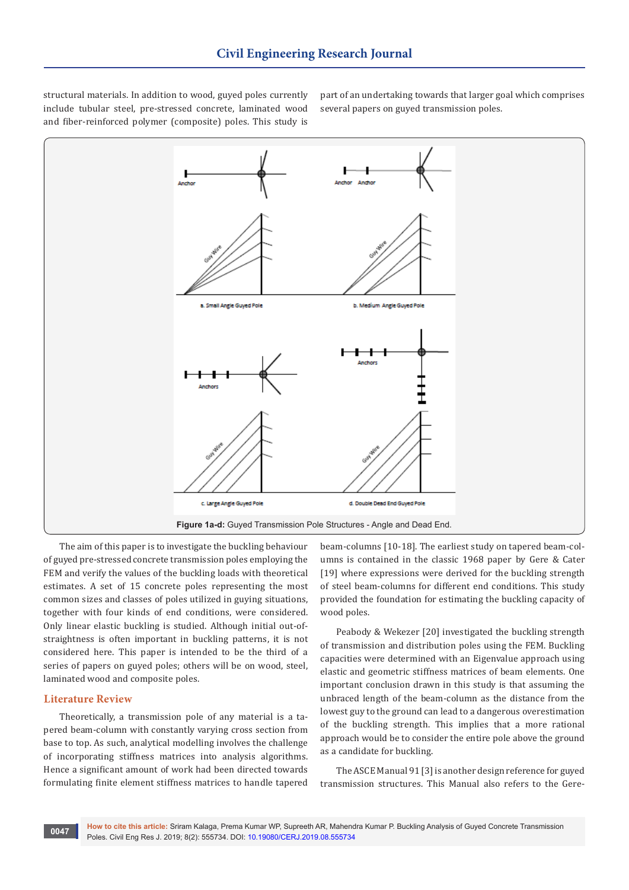structural materials. In addition to wood, guyed poles currently include tubular steel, pre-stressed concrete, laminated wood and fiber-reinforced polymer (composite) poles. This study is part of an undertaking towards that larger goal which comprises several papers on guyed transmission poles.

**Figure 1a-d:** Guyed Transmission Pole Structures - Angle and Dead End.

The aim of this paper is to investigate the buckling behaviour of guyed pre-stressed concrete transmission poles employing the FEM and verify the values of the buckling loads with theoretical estimates. A set of 15 concrete poles representing the most common sizes and classes of poles utilized in guying situations, together with four kinds of end conditions, were considered. Only linear elastic buckling is studied. Although initial out-of-straightness is often important in buckling patterns, it is not considered here. This paper is intended to be the third of a series of papers on guyed poles; others will be on wood, steel, laminated wood and composite poles.

## Literature Review

Theoretically, a transmission pole of any material is a tapered beam-column with constantly varying cross section from base to top. As such, analytical modelling involves the challenge of incorporating stiffness matrices into analysis algorithms. Hence a significant amount of work had been directed towards formulating finite element stiffness matrices to handle tapered beam-columns [10-18]. The earliest study on tapered beam-columns is contained in the classic 1968 paper by Gere & Cater [19] where expressions were derived for the buckling strength of steel beam-columns for different end conditions. This study provided the foundation for estimating the buckling capacity of wood poles.

Peabody & Wekezer [20] investigated the buckling strength of transmission and distribution poles using the FEM. Buckling capacities were determined with an Eigenvalue approach using elastic and geometric stiffness matrices of beam elements. One important conclusion drawn in this study is that assuming the unbraced length of the beam-column as the distance from the lowest guy to the ground can lead to a dangerous overestimation of the buckling strength. This implies that a more rational approach would be to consider the entire pole above the ground as a candidate for buckling.

The ASCE Manual 91 [3] is another design reference for guyed transmission structures. This Manual also refers to the Gere-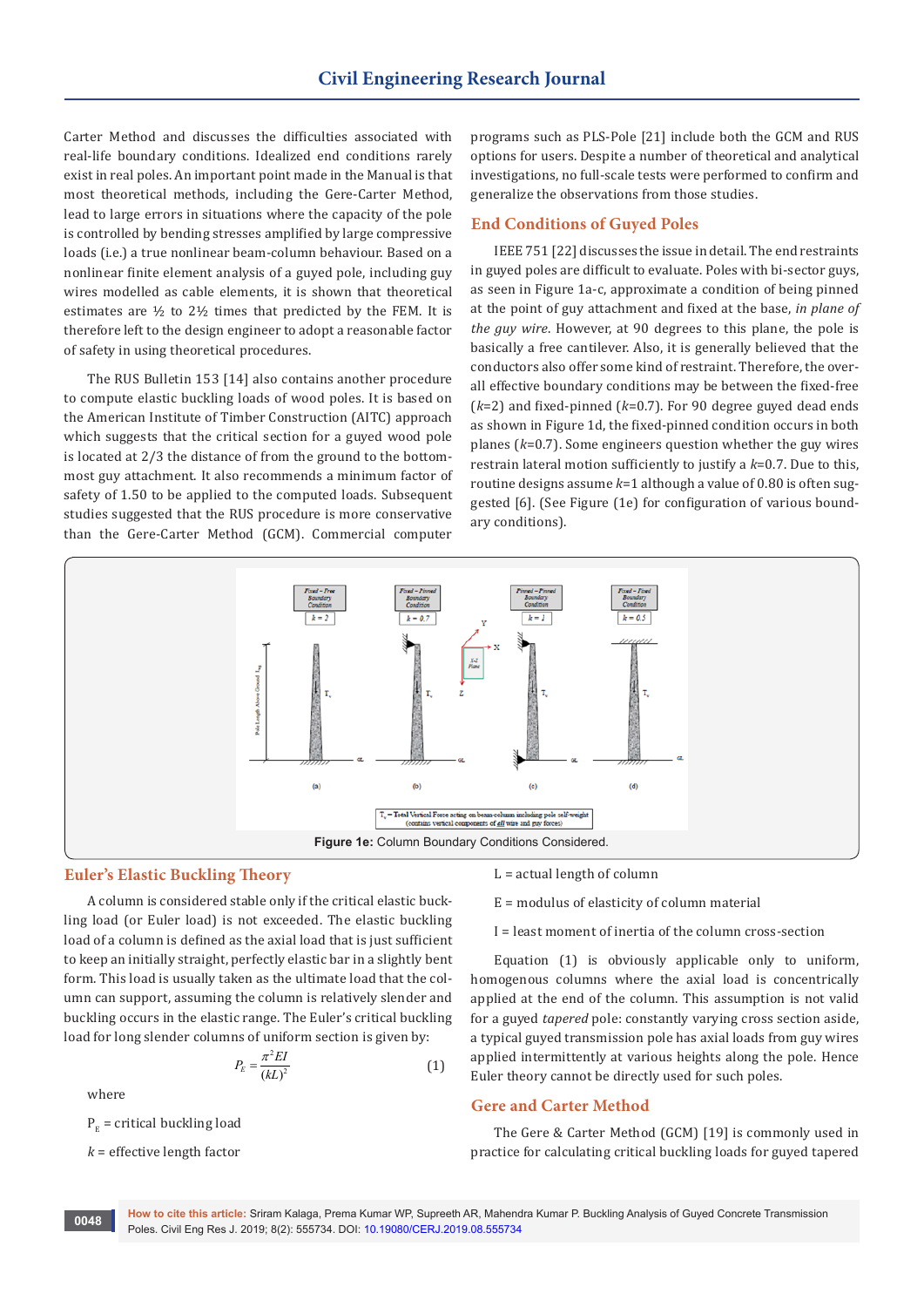Carter Method and discusses the difficulties associated with real-life boundary conditions. Idealized end conditions rarely exist in real poles. An important point made in the Manual is that most theoretical methods, including the Gere-Carter Method, lead to large errors in situations where the capacity of the pole is controlled by bending stresses amplified by large compressive loads (i.e.) a true nonlinear beam-column behaviour. Based on a nonlinear finite element analysis of a guyed pole, including guy wires modelled as cable elements, it is shown that theoretical estimates are ½ to 2½ times that predicted by the FEM. It is therefore left to the design engineer to adopt a reasonable factor of safety in using theoretical procedures.

The RUS Bulletin 153 [14] also contains another procedure to compute elastic buckling loads of wood poles. It is based on the American Institute of Timber Construction (AITC) approach which suggests that the critical section for a guyed wood pole is located at 2/3 the distance of from the ground to the bottom-most guy attachment. It also recommends a minimum factor of safety of 1.50 to be applied to the computed loads. Subsequent studies suggested that the RUS procedure is more conservative than the Gere-Carter Method (GCM). Commercial computer programs such as PLS-Pole [21] include both the GCM and RUS options for users. Despite a number of theoretical and analytical investigations, no full-scale tests were performed to confirm and generalize the observations from those studies.

## End Conditions of Guyed Poles

IEEE 751 [22] discusses the issue in detail. The end restraints in guyed poles are difficult to evaluate. Poles with bi-sector guys, as seen in Figure 1a-c, approximate a condition of being pinned at the point of guy attachment and fixed at the base, *in plane of the guy wire*. However, at 90 degrees to this plane, the pole is basically a free cantilever. Also, it is generally believed that the conductors also offer some kind of restraint. Therefore, the overall effective boundary conditions may be between the fixed-free ($k$=2) and fixed-pinned ($k$=0.7). For 90 degree guyed dead ends as shown in Figure 1d, the fixed-pinned condition occurs in both planes ($k$=0.7). Some engineers question whether the guy wires restrain lateral motion sufficiently to justify a $k$=0.7. Due to this, routine designs assume $k$=1 although a value of 0.80 is often suggested [6]. (See Figure (1e) for configuration of various boundary conditions).

**Figure 1e:** Column Boundary Conditions Considered.

## Euler's Elastic Buckling Theory

A column is considered stable only if the critical elastic buckling load (or Euler load) is not exceeded. The elastic buckling load of a column is defined as the axial load that is just sufficient to keep an initially straight, perfectly elastic bar in a slightly bent form. This load is usually taken as the ultimate load that the column can support, assuming the column is relatively slender and buckling occurs in the elastic range. The Euler's critical buckling load for long slender columns of uniform section is given by:

$$P_E = \frac{\pi^2 EI}{(kL)^2} \quad (1)$$

where

$P_E$ = critical buckling load

$k$ = effective length factor

L = actual length of column

E = modulus of elasticity of column material

I = least moment of inertia of the column cross-section

Equation (1) is obviously applicable only to uniform, homogenous columns where the axial load is concentrically applied at the end of the column. This assumption is not valid for a guyed *tapered* pole: constantly varying cross section aside, a typical guyed transmission pole has axial loads from guy wires applied intermittently at various heights along the pole. Hence Euler theory cannot be directly used for such poles.

## Gere and Carter Method

The Gere & Carter Method (GCM) [19] is commonly used in practice for calculating critical buckling loads for guyed tapered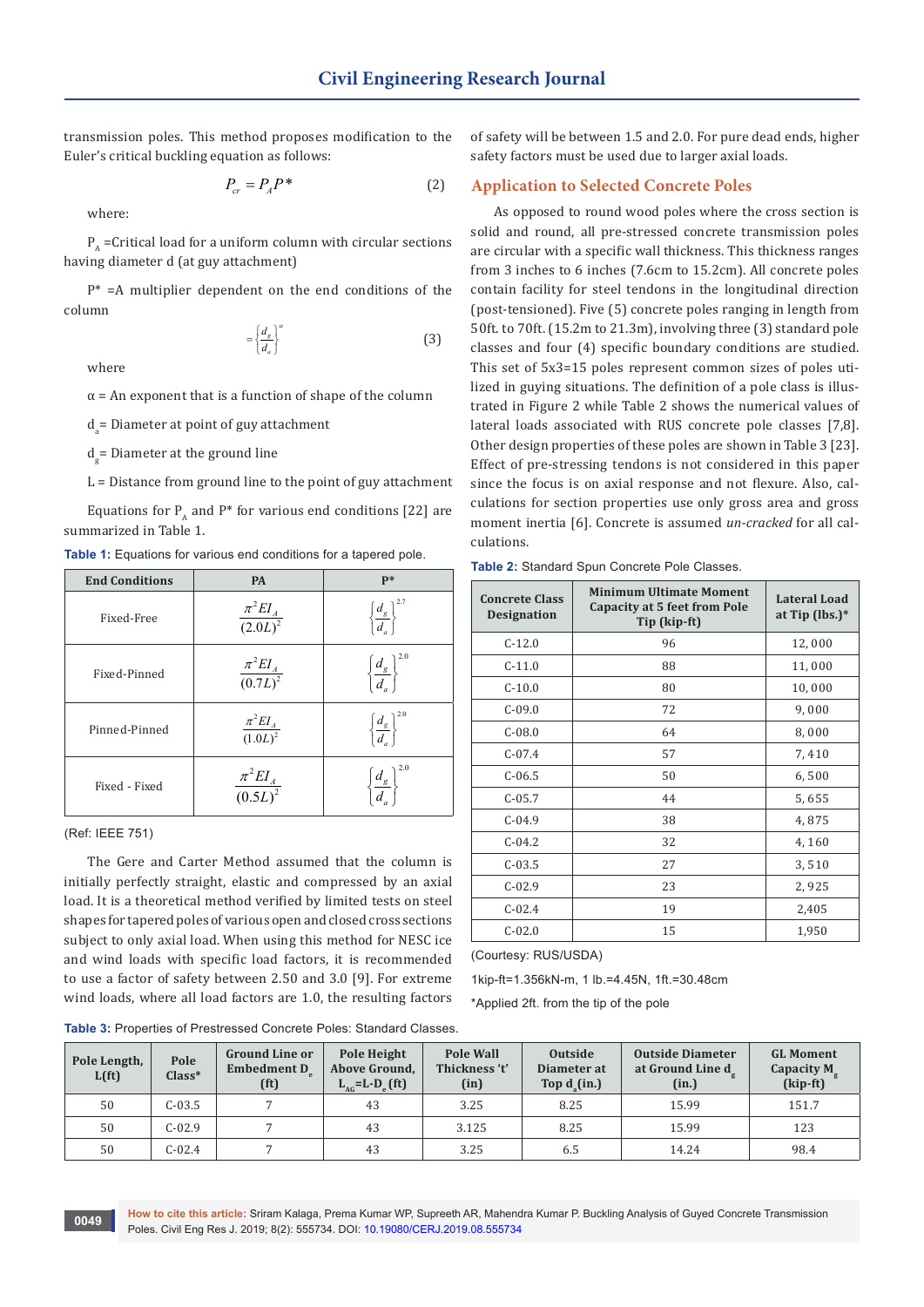transmission poles. This method proposes modification to the Euler's critical buckling equation as follows:

$$P_{cr} = P_A P^* \quad (2)$$

where:

$P_A$ =Critical load for a uniform column with circular sections having diameter d (at guy attachment)

P* =A multiplier dependent on the end conditions of the column

$$= \left\{\frac{d_g}{d_a}\right\}^{\alpha} \quad (3)$$

where

α = An exponent that is a function of shape of the column

$d_a$ = Diameter at point of guy attachment

$d_g$ = Diameter at the ground line

L = Distance from ground line to the point of guy attachment

Equations for $P_A$ and P* for various end conditions [22] are summarized in Table 1.

**Table 1:** Equations for various end conditions for a tapered pole.

| End Conditions | PA | P* |
|---|---|---|
| Fixed-Free | $\frac{\pi^2 EI_A}{(2.0L)^2}$ | $\left\{\frac{d_g}{d_a}\right\}^{2.7}$ |
| Fixed-Pinned | $\frac{\pi^2 EI_A}{(0.7L)^2}$ | $\left\{\frac{d_g}{d_a}\right\}^{2.0}$ |
| Pinned-Pinned | $\frac{\pi^2 EI_A}{(1.0L)^2}$ | $\left\{\frac{d_g}{d_a}\right\}^{2.0}$ |
| Fixed - Fixed | $\frac{\pi^2 EI_A}{(0.5L)^2}$ | $\left\{\frac{d_g}{d_a}\right\}^{2.0}$ |

(Ref: IEEE 751)

The Gere and Carter Method assumed that the column is initially perfectly straight, elastic and compressed by an axial load. It is a theoretical method verified by limited tests on steel shapes for tapered poles of various open and closed cross sections subject to only axial load. When using this method for NESC ice and wind loads with specific load factors, it is recommended to use a factor of safety between 2.50 and 3.0 [9]. For extreme wind loads, where all load factors are 1.0, the resulting factors of safety will be between 1.5 and 2.0. For pure dead ends, higher safety factors must be used due to larger axial loads.

## Application to Selected Concrete Poles

As opposed to round wood poles where the cross section is solid and round, all pre-stressed concrete transmission poles are circular with a specific wall thickness. This thickness ranges from 3 inches to 6 inches (7.6cm to 15.2cm). All concrete poles contain facility for steel tendons in the longitudinal direction (post-tensioned). Five (5) concrete poles ranging in length from 50ft. to 70ft. (15.2m to 21.3m), involving three (3) standard pole classes and four (4) specific boundary conditions are studied. This set of 5x3=15 poles represent common sizes of poles utilized in guying situations. The definition of a pole class is illustrated in Figure 2 while Table 2 shows the numerical values of lateral loads associated with RUS concrete pole classes [7,8]. Other design properties of these poles are shown in Table 3 [23]. Effect of pre-stressing tendons is not considered in this paper since the focus is on axial response and not flexure. Also, calculations for section properties use only gross area and gross moment inertia [6]. Concrete is assumed *un-cracked* for all calculations.

**Table 2:** Standard Spun Concrete Pole Classes.

| Concrete Class Designation | Minimum Ultimate Moment Capacity at 5 feet from Pole Tip (kip-ft) | Lateral Load at Tip (lbs.)* |
|---|---|---|
| C-12.0 | 96 | 12, 000 |
| C-11.0 | 88 | 11, 000 |
| C-10.0 | 80 | 10, 000 |
| C-09.0 | 72 | 9, 000 |
| C-08.0 | 64 | 8, 000 |
| C-07.4 | 57 | 7, 410 |
| C-06.5 | 50 | 6, 500 |
| C-05.7 | 44 | 5, 655 |
| C-04.9 | 38 | 4, 875 |
| C-04.2 | 32 | 4, 160 |
| C-03.5 | 27 | 3, 510 |
| C-02.9 | 23 | 2, 925 |
| C-02.4 | 19 | 2,405 |
| C-02.0 | 15 | 1,950 |

(Courtesy: RUS/USDA)

1kip-ft=1.356kN-m, 1 lb.=4.45N, 1ft.=30.48cm

*Applied 2ft. from the tip of the pole

**Table 3:** Properties of Prestressed Concrete Poles: Standard Classes.

| Pole Length, L(ft) | Pole Class* | Ground Line or Embedment $D_e$ (ft) | Pole Height Above Ground, $L_{AG}$=L-$D_e$ (ft) | Pole Wall Thickness 't' (in) | Outside Diameter at Top $d_a$(in.) | Outside Diameter at Ground Line $d_g$ (in.) | GL Moment Capacity $M_g$ (kip-ft) |
|---|---|---|---|---|---|---|---|
| 50 | C-03.5 | 7 | 43 | 3.25 | 8.25 | 15.99 | 151.7 |
| 50 | C-02.9 | 7 | 43 | 3.125 | 8.25 | 15.99 | 123 |
| 50 | C-02.4 | 7 | 43 | 3.25 | 6.5 | 14.24 | 98.4 |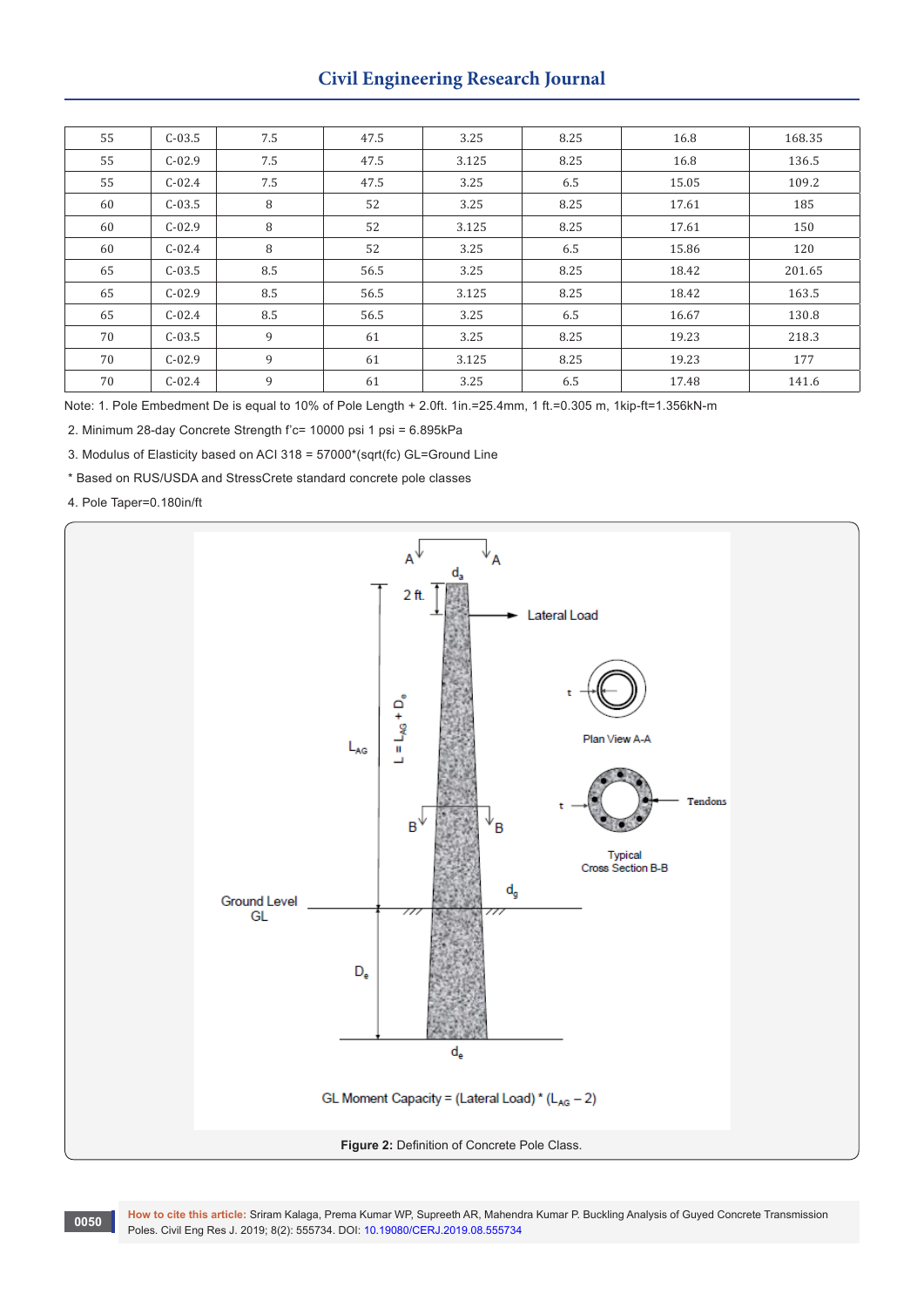| 55 | C-03.5 | 7.5 | 47.5 | 3.25 | 8.25 | 16.8 | 168.35 |
|---|---|---|---|---|---|---|---|
| 55 | C-02.9 | 7.5 | 47.5 | 3.125 | 8.25 | 16.8 | 136.5 |
| 55 | C-02.4 | 7.5 | 47.5 | 3.25 | 6.5 | 15.05 | 109.2 |
| 60 | C-03.5 | 8 | 52 | 3.25 | 8.25 | 17.61 | 185 |
| 60 | C-02.9 | 8 | 52 | 3.125 | 8.25 | 17.61 | 150 |
| 60 | C-02.4 | 8 | 52 | 3.25 | 6.5 | 15.86 | 120 |
| 65 | C-03.5 | 8.5 | 56.5 | 3.25 | 8.25 | 18.42 | 201.65 |
| 65 | C-02.9 | 8.5 | 56.5 | 3.125 | 8.25 | 18.42 | 163.5 |
| 65 | C-02.4 | 8.5 | 56.5 | 3.25 | 6.5 | 16.67 | 130.8 |
| 70 | C-03.5 | 9 | 61 | 3.25 | 8.25 | 19.23 | 218.3 |
| 70 | C-02.9 | 9 | 61 | 3.125 | 8.25 | 19.23 | 177 |
| 70 | C-02.4 | 9 | 61 | 3.25 | 6.5 | 17.48 | 141.6 |

Note: 1. Pole Embedment De is equal to 10% of Pole Length + 2.0ft. 1in.=25.4mm, 1 ft.=0.305 m, 1kip-ft=1.356kN-m

2. Minimum 28-day Concrete Strength f'c= 10000 psi 1 psi = 6.895kPa

3. Modulus of Elasticity based on ACI 318 = 57000*(sqrt(fc) GL=Ground Line

* Based on RUS/USDA and StressCrete standard concrete pole classes

4. Pole Taper=0.180in/ft

**Figure 2:** Definition of Concrete Pole Class.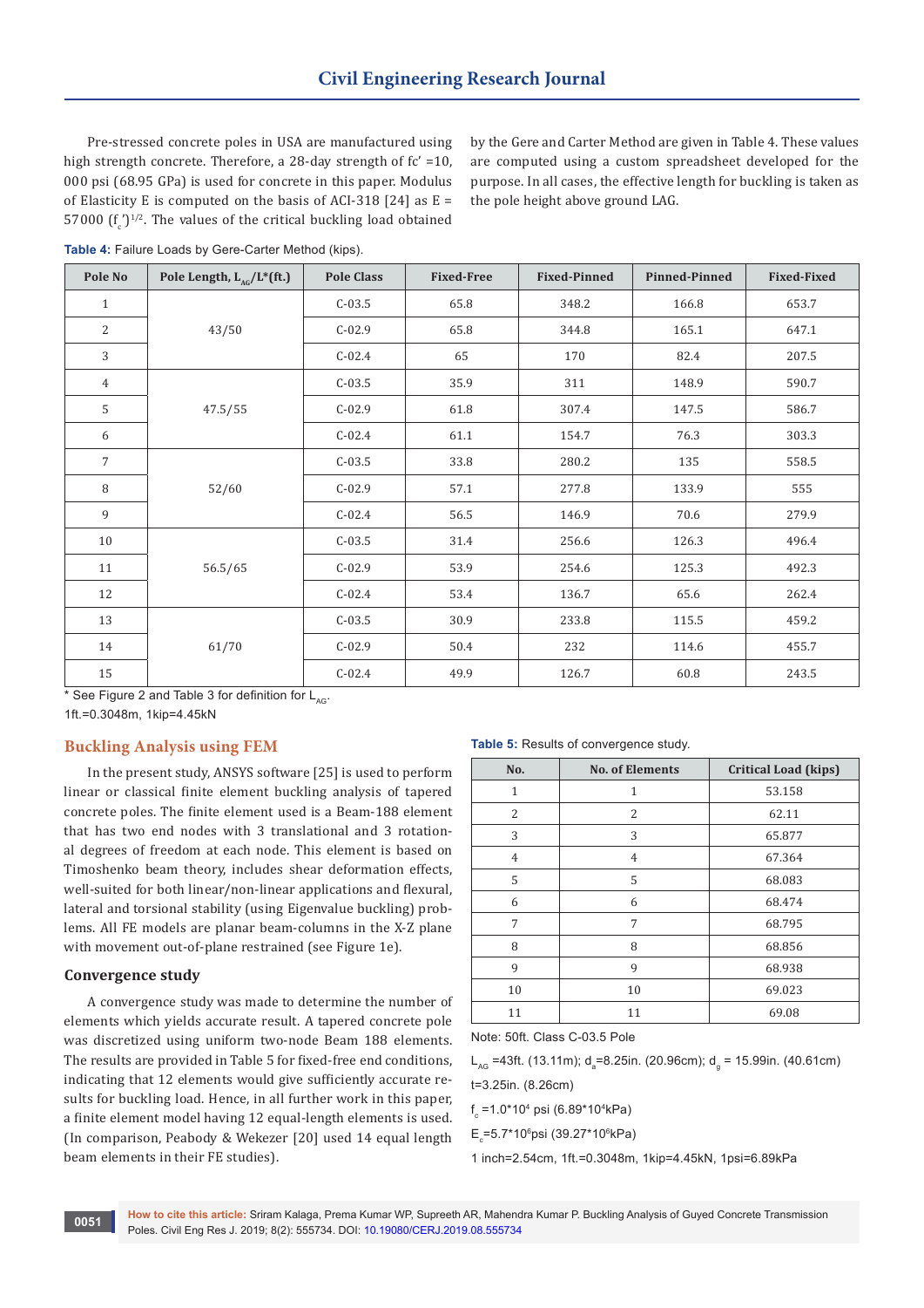Pre-stressed concrete poles in USA are manufactured using high strength concrete. Therefore, a 28-day strength of fc' =10, 000 psi (68.95 GPa) is used for concrete in this paper. Modulus of Elasticity E is computed on the basis of ACI-318 [24] as E = 57000 $(f_c')^{1/2}$. The values of the critical buckling load obtained by the Gere and Carter Method are given in Table 4. These values are computed using a custom spreadsheet developed for the purpose. In all cases, the effective length for buckling is taken as the pole height above ground LAG.

**Table 4:** Failure Loads by Gere-Carter Method (kips).

| Pole No | Pole Length, $L_{AG}$/L*(ft.) | Pole Class | Fixed-Free | Fixed-Pinned | Pinned-Pinned | Fixed-Fixed |
|---|---|---|---|---|---|---|
| 1 | 43/50 | C-03.5 | 65.8 | 348.2 | 166.8 | 653.7 |
| 2 | | C-02.9 | 65.8 | 344.8 | 165.1 | 647.1 |
| 3 | | C-02.4 | 65 | 170 | 82.4 | 207.5 |
| 4 | 47.5/55 | C-03.5 | 35.9 | 311 | 148.9 | 590.7 |
| 5 | | C-02.9 | 61.8 | 307.4 | 147.5 | 586.7 |
| 6 | | C-02.4 | 61.1 | 154.7 | 76.3 | 303.3 |
| 7 | 52/60 | C-03.5 | 33.8 | 280.2 | 135 | 558.5 |
| 8 | | C-02.9 | 57.1 | 277.8 | 133.9 | 555 |
| 9 | | C-02.4 | 56.5 | 146.9 | 70.6 | 279.9 |
| 10 | 56.5/65 | C-03.5 | 31.4 | 256.6 | 126.3 | 496.4 |
| 11 | | C-02.9 | 53.9 | 254.6 | 125.3 | 492.3 |
| 12 | | C-02.4 | 53.4 | 136.7 | 65.6 | 262.4 |
| 13 | 61/70 | C-03.5 | 30.9 | 233.8 | 115.5 | 459.2 |
| 14 | | C-02.9 | 50.4 | 232 | 114.6 | 455.7 |
| 15 | | C-02.4 | 49.9 | 126.7 | 60.8 | 243.5 |

* See Figure 2 and Table 3 for definition for $L_{AG}$.

1ft.=0.3048m, 1kip=4.45kN

## Buckling Analysis using FEM

In the present study, ANSYS software [25] is used to perform linear or classical finite element buckling analysis of tapered concrete poles. The finite element used is a Beam-188 element that has two end nodes with 3 translational and 3 rotational degrees of freedom at each node. This element is based on Timoshenko beam theory, includes shear deformation effects, well-suited for both linear/non-linear applications and flexural, lateral and torsional stability (using Eigenvalue buckling) problems. All FE models are planar beam-columns in the X-Z plane with movement out-of-plane restrained (see Figure 1e).

### Convergence study

A convergence study was made to determine the number of elements which yields accurate result. A tapered concrete pole was discretized using uniform two-node Beam 188 elements. The results are provided in Table 5 for fixed-free end conditions, indicating that 12 elements would give sufficiently accurate results for buckling load. Hence, in all further work in this paper, a finite element model having 12 equal-length elements is used. (In comparison, Peabody & Wekezer [20] used 14 equal length beam elements in their FE studies).

**Table 5:** Results of convergence study.

| No. | No. of Elements | Critical Load (kips) |
|---|---|---|
| 1 | 1 | 53.158 |
| 2 | 2 | 62.11 |
| 3 | 3 | 65.877 |
| 4 | 4 | 67.364 |
| 5 | 5 | 68.083 |
| 6 | 6 | 68.474 |
| 7 | 7 | 68.795 |
| 8 | 8 | 68.856 |
| 9 | 9 | 68.938 |
| 10 | 10 | 69.023 |
| 11 | 11 | 69.08 |

Note: 50ft. Class C-03.5 Pole

$L_{AG}$ =43ft. (13.11m); $d_a$=8.25in. (20.96cm); $d_g$ = 15.99in. (40.61cm)

t=3.25in. (8.26cm)

$f_c$ =1.0*10$^4$ psi (6.89*10$^4$kPa)

$E_c$=5.7*10$^6$psi (39.27*10$^6$kPa)

1 inch=2.54cm, 1ft.=0.3048m, 1kip=4.45kN, 1psi=6.89kPa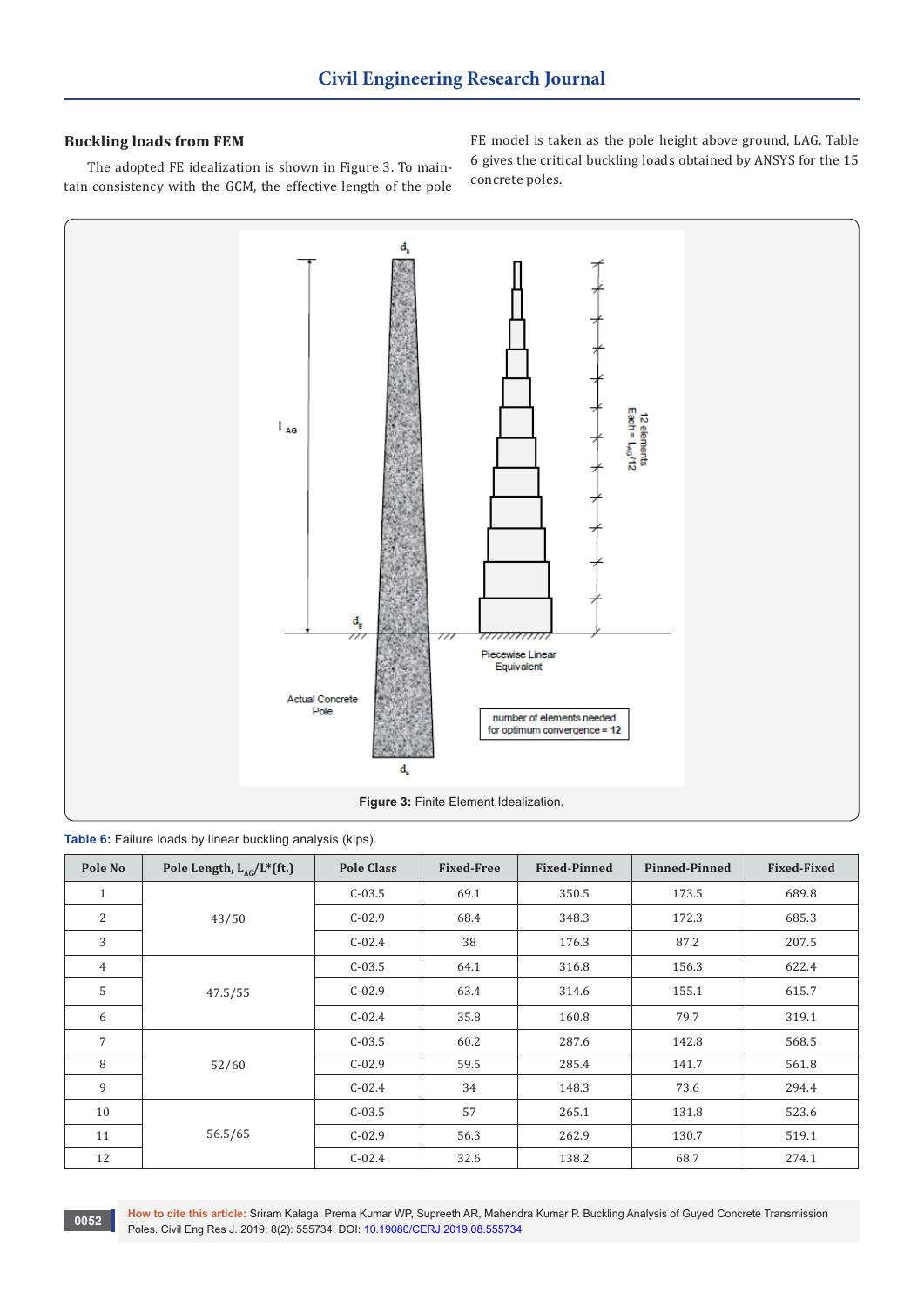### Buckling loads from FEM

The adopted FE idealization is shown in Figure 3. To maintain consistency with the GCM, the effective length of the pole FE model is taken as the pole height above ground, LAG. Table 6 gives the critical buckling loads obtained by ANSYS for the 15 concrete poles.

**Figure 3:** Finite Element Idealization.

**Table 6:** Failure loads by linear buckling analysis (kips).

| Pole No | Pole Length, $L_{AG}$/L*(ft.) | Pole Class | Fixed-Free | Fixed-Pinned | Pinned-Pinned | Fixed-Fixed |
|---|---|---|---|---|---|---|
| 1 | 43/50 | C-03.5 | 69.1 | 350.5 | 173.5 | 689.8 |
| 2 | | C-02.9 | 68.4 | 348.3 | 172.3 | 685.3 |
| 3 | | C-02.4 | 38 | 176.3 | 87.2 | 207.5 |
| 4 | 47.5/55 | C-03.5 | 64.1 | 316.8 | 156.3 | 622.4 |
| 5 | | C-02.9 | 63.4 | 314.6 | 155.1 | 615.7 |
| 6 | | C-02.4 | 35.8 | 160.8 | 79.7 | 319.1 |
| 7 | 52/60 | C-03.5 | 60.2 | 287.6 | 142.8 | 568.5 |
| 8 | | C-02.9 | 59.5 | 285.4 | 141.7 | 561.8 |
| 9 | | C-02.4 | 34 | 148.3 | 73.6 | 294.4 |
| 10 | 56.5/65 | C-03.5 | 57 | 265.1 | 131.8 | 523.6 |
| 11 | | C-02.9 | 56.3 | 262.9 | 130.7 | 519.1 |
| 12 | | C-02.4 | 32.6 | 138.2 | 68.7 | 274.1 |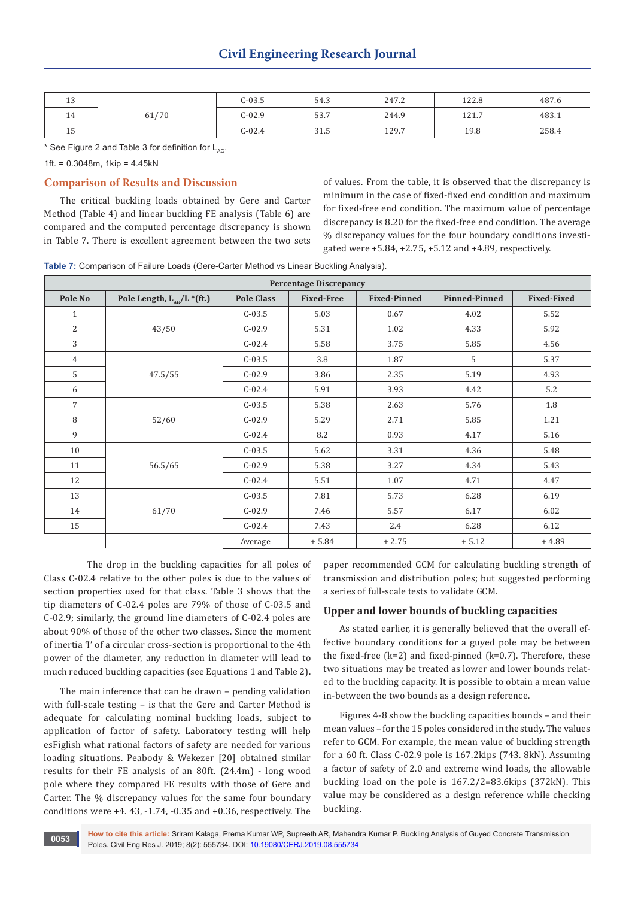| 13 | 61/70 | C-03.5 | 54.3 | 247.2 | 122.8 | 487.6 |
|---|---|---|---|---|---|---|
| 14 | | C-02.9 | 53.7 | 244.9 | 121.7 | 483.1 |
| 15 | | C-02.4 | 31.5 | 129.7 | 19.8 | 258.4 |

* See Figure 2 and Table 3 for definition for $L_{AG}$.

1ft. = 0.3048m, 1kip = 4.45kN

## Comparison of Results and Discussion

The critical buckling loads obtained by Gere and Carter Method (Table 4) and linear buckling FE analysis (Table 6) are compared and the computed percentage discrepancy is shown in Table 7. There is excellent agreement between the two sets of values. From the table, it is observed that the discrepancy is minimum in the case of fixed-fixed end condition and maximum for fixed-free end condition. The maximum value of percentage discrepancy is 8.20 for the fixed-free end condition. The average % discrepancy values for the four boundary conditions investigated were +5.84, +2.75, +5.12 and +4.89, respectively.

**Table 7:** Comparison of Failure Loads (Gere-Carter Method vs Linear Buckling Analysis).

| Percentage Discrepancy | | | | | | |
|---|---|---|---|---|---|---|
| Pole No | Pole Length, $L_{AG}/L$ *(ft.) | Pole Class | Fixed-Free | Fixed-Pinned | Pinned-Pinned | Fixed-Fixed |
| 1 | 43/50 | C-03.5 | 5.03 | 0.67 | 4.02 | 5.52 |
| 2 | | C-02.9 | 5.31 | 1.02 | 4.33 | 5.92 |
| 3 | | C-02.4 | 5.58 | 3.75 | 5.85 | 4.56 |
| 4 | 47.5/55 | C-03.5 | 3.8 | 1.87 | 5 | 5.37 |
| 5 | | C-02.9 | 3.86 | 2.35 | 5.19 | 4.93 |
| 6 | | C-02.4 | 5.91 | 3.93 | 4.42 | 5.2 |
| 7 | 52/60 | C-03.5 | 5.38 | 2.63 | 5.76 | 1.8 |
| 8 | | C-02.9 | 5.29 | 2.71 | 5.85 | 1.21 |
| 9 | | C-02.4 | 8.2 | 0.93 | 4.17 | 5.16 |
| 10 | 56.5/65 | C-03.5 | 5.62 | 3.31 | 4.36 | 5.48 |
| 11 | | C-02.9 | 5.38 | 3.27 | 4.34 | 5.43 |
| 12 | | C-02.4 | 5.51 | 1.07 | 4.71 | 4.47 |
| 13 | 61/70 | C-03.5 | 7.81 | 5.73 | 6.28 | 6.19 |
| 14 | | C-02.9 | 7.46 | 5.57 | 6.17 | 6.02 |
| 15 | | C-02.4 | 7.43 | 2.4 | 6.28 | 6.12 |
| | | Average | + 5.84 | + 2.75 | + 5.12 | + 4.89 |

The drop in the buckling capacities for all poles of Class C-02.4 relative to the other poles is due to the values of section properties used for that class. Table 3 shows that the tip diameters of C-02.4 poles are 79% of those of C-03.5 and C-02.9; similarly, the ground line diameters of C-02.4 poles are about 90% of those of the other two classes. Since the moment of inertia 'I' of a circular cross-section is proportional to the 4th power of the diameter, any reduction in diameter will lead to much reduced buckling capacities (see Equations 1 and Table 2).

The main inference that can be drawn – pending validation with full-scale testing – is that the Gere and Carter Method is adequate for calculating nominal buckling loads, subject to application of factor of safety. Laboratory testing will help esFiglish what rational factors of safety are needed for various loading situations. Peabody & Wekezer [20] obtained similar results for their FE analysis of an 80ft. (24.4m) - long wood pole where they compared FE results with those of Gere and Carter. The % discrepancy values for the same four boundary conditions were +4. 43, -1.74, -0.35 and +0.36, respectively. The paper recommended GCM for calculating buckling strength of transmission and distribution poles; but suggested performing a series of full-scale tests to validate GCM.

### Upper and lower bounds of buckling capacities

As stated earlier, it is generally believed that the overall effective boundary conditions for a guyed pole may be between the fixed-free (k=2) and fixed-pinned (k=0.7). Therefore, these two situations may be treated as lower and lower bounds related to the buckling capacity. It is possible to obtain a mean value in-between the two bounds as a design reference.

Figures 4-8 show the buckling capacities bounds – and their mean values – for the 15 poles considered in the study. The values refer to GCM. For example, the mean value of buckling strength for a 60 ft. Class C-02.9 pole is 167.2kips (743. 8kN). Assuming a factor of safety of 2.0 and extreme wind loads, the allowable buckling load on the pole is 167.2/2=83.6kips (372kN). This value may be considered as a design reference while checking buckling.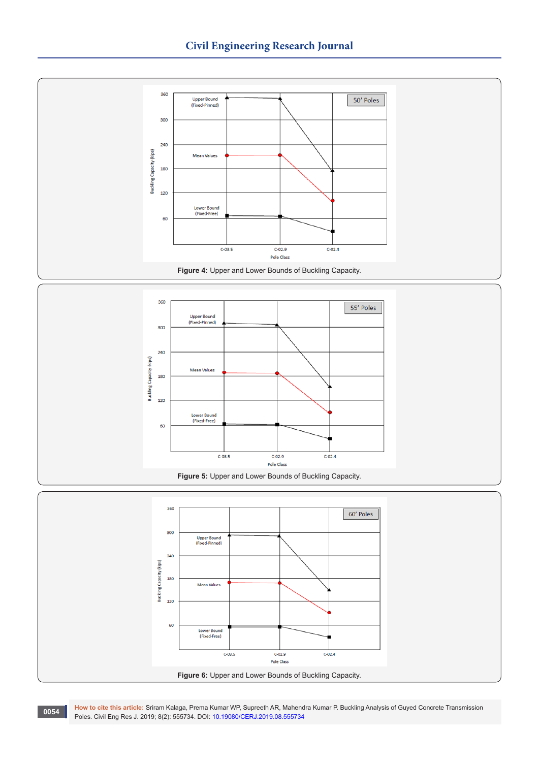Figure 4: Upper and Lower Bounds of Buckling Capacity.

Figure 5: Upper and Lower Bounds of Buckling Capacity.

Figure 6: Upper and Lower Bounds of Buckling Capacity.

**How to cite this article:** Sriram Kalaga, Prema Kumar WP, Supreeth AR, Mahendra Kumar P. Buckling Analysis of Guyed Concrete Transmission Poles. Civil Eng Res J. 2019; 8(2): 555734. DOI: 10.19080/CERJ.2019.08.555734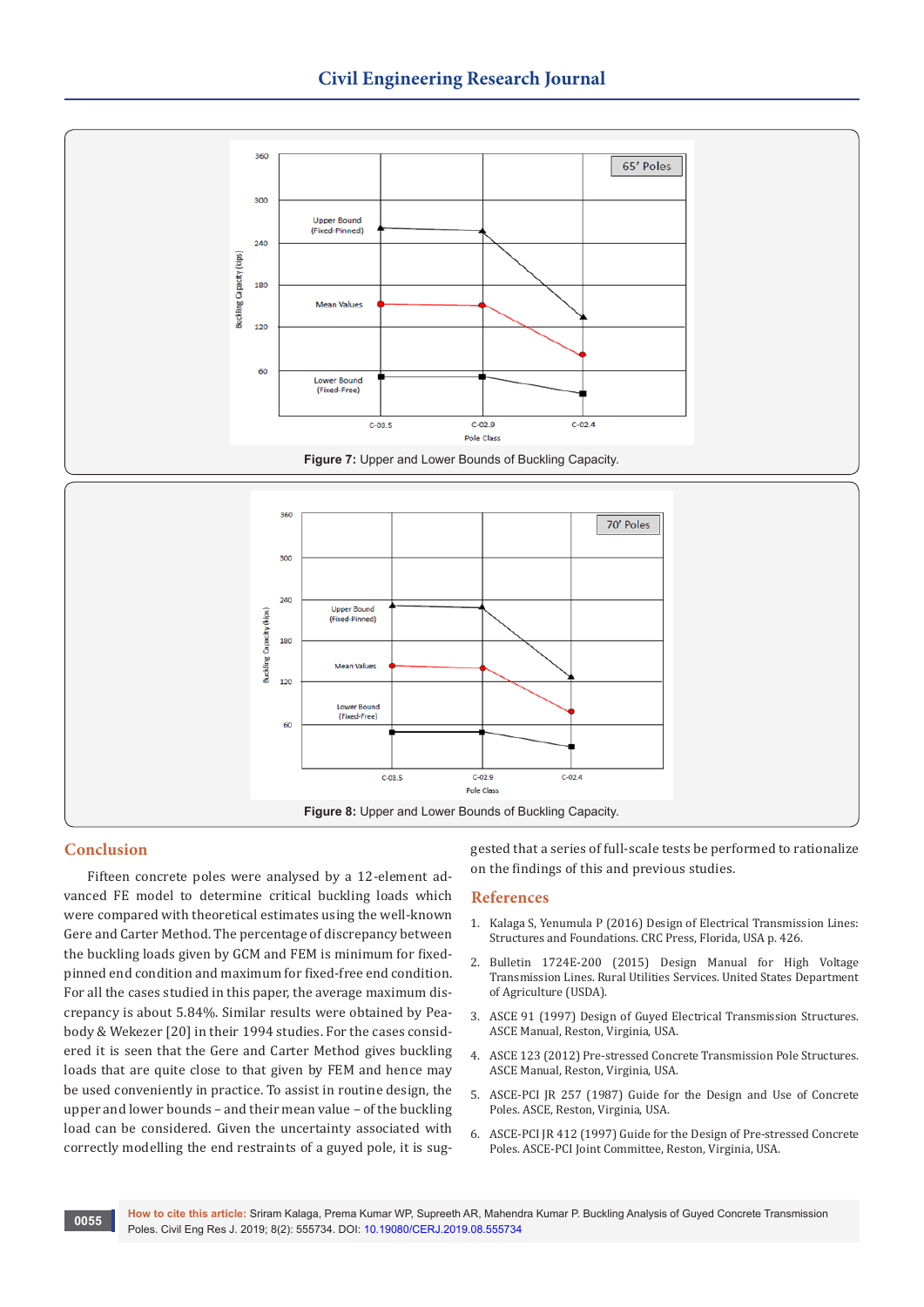Figure 7: Upper and Lower Bounds of Buckling Capacity.

Figure 8: Upper and Lower Bounds of Buckling Capacity.

## Conclusion

Fifteen concrete poles were analysed by a 12-element advanced FE model to determine critical buckling loads which were compared with theoretical estimates using the well-known Gere and Carter Method. The percentage of discrepancy between the buckling loads given by GCM and FEM is minimum for fixed-pinned end condition and maximum for fixed-free end condition. For all the cases studied in this paper, the average maximum discrepancy is about 5.84%. Similar results were obtained by Peabody & Wekezer [20] in their 1994 studies. For the cases considered it is seen that the Gere and Carter Method gives buckling loads that are quite close to that given by FEM and hence may be used conveniently in practice. To assist in routine design, the upper and lower bounds – and their mean value – of the buckling load can be considered. Given the uncertainty associated with correctly modelling the end restraints of a guyed pole, it is suggested that a series of full-scale tests be performed to rationalize on the findings of this and previous studies.

## References

1. Kalaga S, Yenumula P (2016) Design of Electrical Transmission Lines: Structures and Foundations. CRC Press, Florida, USA p. 426.
2. Bulletin 1724E-200 (2015) Design Manual for High Voltage Transmission Lines. Rural Utilities Services. United States Department of Agriculture (USDA).
3. ASCE 91 (1997) Design of Guyed Electrical Transmission Structures. ASCE Manual, Reston, Virginia, USA.
4. ASCE 123 (2012) Pre-stressed Concrete Transmission Pole Structures. ASCE Manual, Reston, Virginia, USA.
5. ASCE-PCI JR 257 (1987) Guide for the Design and Use of Concrete Poles. ASCE, Reston, Virginia, USA.
6. ASCE-PCI JR 412 (1997) Guide for the Design of Pre-stressed Concrete Poles. ASCE-PCI Joint Committee, Reston, Virginia, USA.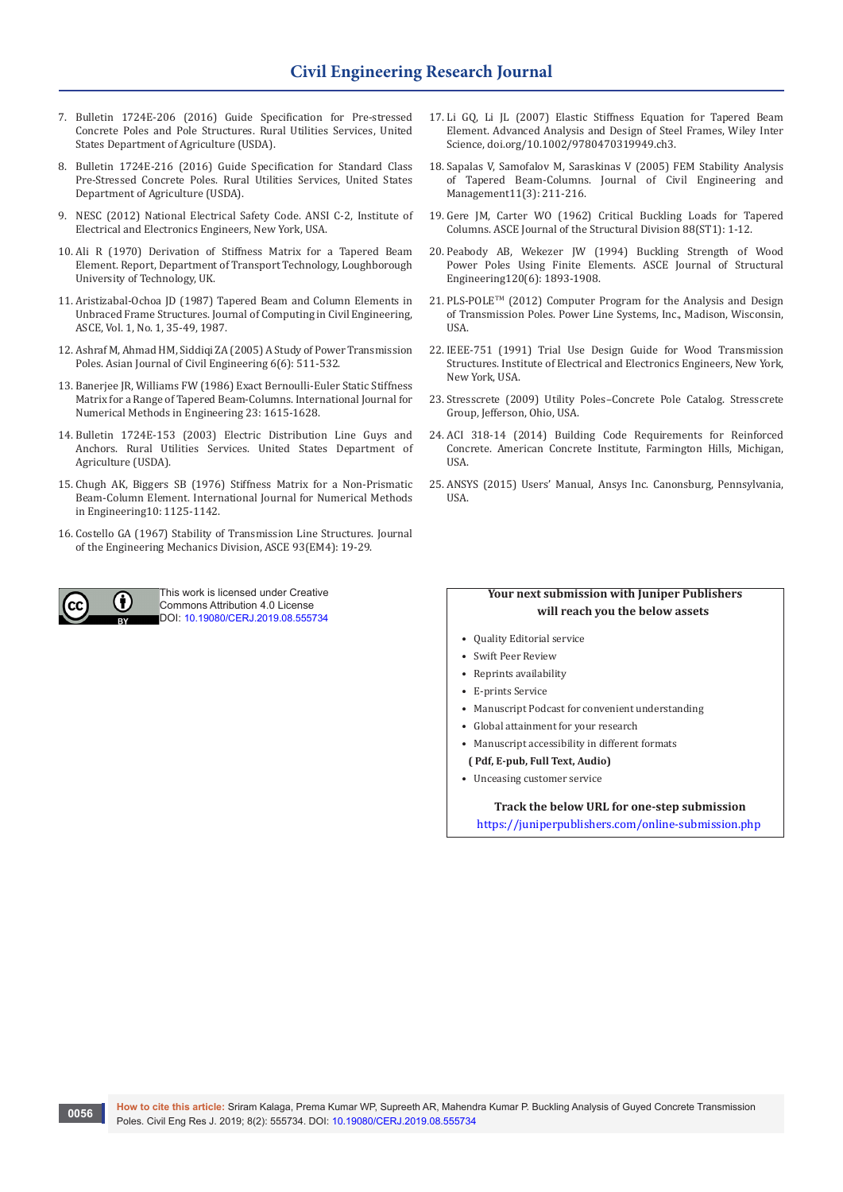7. Bulletin 1724E-206 (2016) Guide Specification for Pre-stressed Concrete Poles and Pole Structures. Rural Utilities Services, United States Department of Agriculture (USDA).
8. Bulletin 1724E-216 (2016) Guide Specification for Standard Class Pre-Stressed Concrete Poles. Rural Utilities Services, United States Department of Agriculture (USDA).
9. NESC (2012) National Electrical Safety Code. ANSI C-2, Institute of Electrical and Electronics Engineers, New York, USA.
10. Ali R (1970) Derivation of Stiffness Matrix for a Tapered Beam Element. Report, Department of Transport Technology, Loughborough University of Technology, UK.
11. Aristizabal-Ochoa JD (1987) Tapered Beam and Column Elements in Unbraced Frame Structures. Journal of Computing in Civil Engineering, ASCE, Vol. 1, No. 1, 35-49, 1987.
12. Ashraf M, Ahmad HM, Siddiqi ZA (2005) A Study of Power Transmission Poles. Asian Journal of Civil Engineering 6(6): 511-532.
13. Banerjee JR, Williams FW (1986) Exact Bernoulli-Euler Static Stiffness Matrix for a Range of Tapered Beam-Columns. International Journal for Numerical Methods in Engineering 23: 1615-1628.
14. Bulletin 1724E-153 (2003) Electric Distribution Line Guys and Anchors. Rural Utilities Services. United States Department of Agriculture (USDA).
15. Chugh AK, Biggers SB (1976) Stiffness Matrix for a Non-Prismatic Beam-Column Element. International Journal for Numerical Methods in Engineering10: 1125-1142.
16. Costello GA (1967) Stability of Transmission Line Structures. Journal of the Engineering Mechanics Division, ASCE 93(EM4): 19-29.
17. Li GQ, Li JL (2007) Elastic Stiffness Equation for Tapered Beam Element. Advanced Analysis and Design of Steel Frames, Wiley Inter Science, doi.org/10.1002/9780470319949.ch3.
18. Sapalas V, Samofalov M, Saraskinas V (2005) FEM Stability Analysis of Tapered Beam-Columns. Journal of Civil Engineering and Management11(3): 211-216.
19. Gere JM, Carter WO (1962) Critical Buckling Loads for Tapered Columns. ASCE Journal of the Structural Division 88(ST1): 1-12.
20. Peabody AB, Wekezer JW (1994) Buckling Strength of Wood Power Poles Using Finite Elements. ASCE Journal of Structural Engineering120(6): 1893-1908.
21. PLS-POLE™ (2012) Computer Program for the Analysis and Design of Transmission Poles. Power Line Systems, Inc., Madison, Wisconsin, USA.
22. IEEE-751 (1991) Trial Use Design Guide for Wood Transmission Structures. Institute of Electrical and Electronics Engineers, New York, New York, USA.
23. Stresscrete (2009) Utility Poles–Concrete Pole Catalog. Stresscrete Group, Jefferson, Ohio, USA.
24. ACI 318-14 (2014) Building Code Requirements for Reinforced Concrete. American Concrete Institute, Farmington Hills, Michigan, USA.
25. ANSYS (2015) Users' Manual, Ansys Inc. Canonsburg, Pennsylvania, USA.

This work is licensed under Creative Commons Attribution 4.0 License
DOI: 10.19080/CERJ.2019.08.555734

**Your next submission with Juniper Publishers will reach you the below assets**

- Quality Editorial service
- Swift Peer Review
- Reprints availability
- E-prints Service
- Manuscript Podcast for convenient understanding
- Global attainment for your research
- Manuscript accessibility in different formats

  **( Pdf, E-pub, Full Text, Audio)**
- Unceasing customer service

**Track the below URL for one-step submission**
https://juniperpublishers.com/online-submission.php

**How to cite this article:** Sriram Kalaga, Prema Kumar WP, Supreeth AR, Mahendra Kumar P. Buckling Analysis of Guyed Concrete Transmission Poles. Civil Eng Res J. 2019; 8(2): 555734. DOI: 10.19080/CERJ.2019.08.555734